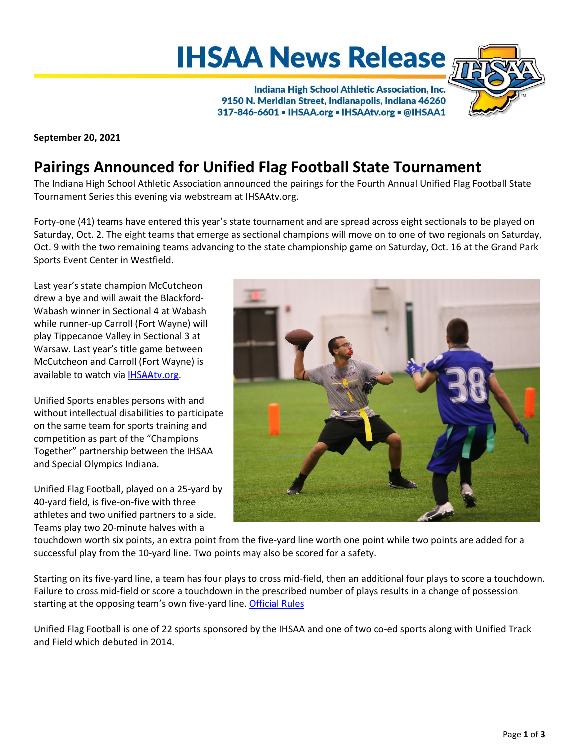# IHSAA News Release

**Indiana High School Athletic Association, Inc.**
**9150 N. Meridian Street, Indianapolis, Indiana 46260**
**317-846-6601 ▪ IHSAA.org ▪ IHSAAtv.org ▪ @IHSAA1**

**September 20, 2021**

## Pairings Announced for Unified Flag Football State Tournament

The Indiana High School Athletic Association announced the pairings for the Fourth Annual Unified Flag Football State Tournament Series this evening via webstream at IHSAAtv.org.

Forty-one (41) teams have entered this year's state tournament and are spread across eight sectionals to be played on Saturday, Oct. 2. The eight teams that emerge as sectional champions will move on to one of two regionals on Saturday, Oct. 9 with the two remaining teams advancing to the state championship game on Saturday, Oct. 16 at the Grand Park Sports Event Center in Westfield.

Last year's state champion McCutcheon drew a bye and will await the Blackford-Wabash winner in Sectional 4 at Wabash while runner-up Carroll (Fort Wayne) will play Tippecanoe Valley in Sectional 3 at Warsaw. Last year's title game between McCutcheon and Carroll (Fort Wayne) is available to watch via IHSAAtv.org.

Unified Sports enables persons with and without intellectual disabilities to participate on the same team for sports training and competition as part of the "Champions Together" partnership between the IHSAA and Special Olympics Indiana.

Unified Flag Football, played on a 25-yard by 40-yard field, is five-on-five with three athletes and two unified partners to a side. Teams play two 20-minute halves with a touchdown worth six points, an extra point from the five-yard line worth one point while two points are added for a successful play from the 10-yard line. Two points may also be scored for a safety.

Starting on its five-yard line, a team has four plays to cross mid-field, then an additional four plays to score a touchdown. Failure to cross mid-field or score a touchdown in the prescribed number of plays results in a change of possession starting at the opposing team's own five-yard line. Official Rules

Unified Flag Football is one of 22 sports sponsored by the IHSAA and one of two co-ed sports along with Unified Track and Field which debuted in 2014.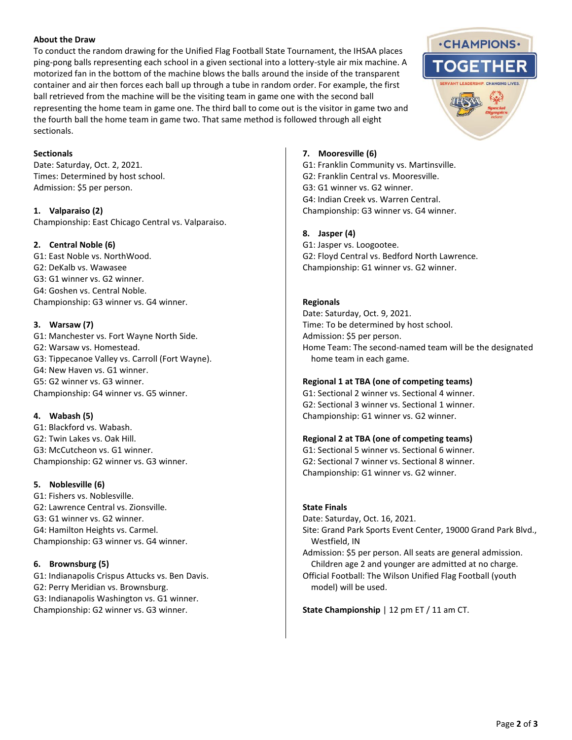## About the Draw

To conduct the random drawing for the Unified Flag Football State Tournament, the IHSAA places ping-pong balls representing each school in a given sectional into a lottery-style air mix machine. A motorized fan in the bottom of the machine blows the balls around the inside of the transparent container and air then forces each ball up through a tube in random order. For example, the first ball retrieved from the machine will be the visiting team in game one with the second ball representing the home team in game one. The third ball to come out is the visitor in game two and the fourth ball the home team in game two. That same method is followed through all eight sectionals.

## Sectionals

Date: Saturday, Oct. 2, 2021.
Times: Determined by host school.
Admission: $5 per person.

### 1. Valparaiso (2)

Championship: East Chicago Central vs. Valparaiso.

### 2. Central Noble (6)

G1: East Noble vs. NorthWood.
G2: DeKalb vs. Wawasee
G3: G1 winner vs. G2 winner.
G4: Goshen vs. Central Noble.
Championship: G3 winner vs. G4 winner.

### 3. Warsaw (7)

G1: Manchester vs. Fort Wayne North Side.
G2: Warsaw vs. Homestead.
G3: Tippecanoe Valley vs. Carroll (Fort Wayne).
G4: New Haven vs. G1 winner.
G5: G2 winner vs. G3 winner.
Championship: G4 winner vs. G5 winner.

### 4. Wabash (5)

G1: Blackford vs. Wabash.
G2: Twin Lakes vs. Oak Hill.
G3: McCutcheon vs. G1 winner.
Championship: G2 winner vs. G3 winner.

### 5. Noblesville (6)

G1: Fishers vs. Noblesville.
G2: Lawrence Central vs. Zionsville.
G3: G1 winner vs. G2 winner.
G4: Hamilton Heights vs. Carmel.
Championship: G3 winner vs. G4 winner.

### 6. Brownsburg (5)

G1: Indianapolis Crispus Attucks vs. Ben Davis.
G2: Perry Meridian vs. Brownsburg.
G3: Indianapolis Washington vs. G1 winner.
Championship: G2 winner vs. G3 winner.

### 7. Mooresville (6)

G1: Franklin Community vs. Martinsville.
G2: Franklin Central vs. Mooresville.
G3: G1 winner vs. G2 winner.
G4: Indian Creek vs. Warren Central.
Championship: G3 winner vs. G4 winner.

### 8. Jasper (4)

G1: Jasper vs. Loogootee.
G2: Floyd Central vs. Bedford North Lawrence.
Championship: G1 winner vs. G2 winner.

## Regionals

Date: Saturday, Oct. 9, 2021.
Time: To be determined by host school.
Admission: $5 per person.
Home Team: The second-named team will be the designated home team in each game.

### Regional 1 at TBA (one of competing teams)

G1: Sectional 2 winner vs. Sectional 4 winner.
G2: Sectional 3 winner vs. Sectional 1 winner.
Championship: G1 winner vs. G2 winner.

### Regional 2 at TBA (one of competing teams)

G1: Sectional 5 winner vs. Sectional 6 winner.
G2: Sectional 7 winner vs. Sectional 8 winner.
Championship: G1 winner vs. G2 winner.

## State Finals

Date: Saturday, Oct. 16, 2021.
Site: Grand Park Sports Event Center, 19000 Grand Park Blvd., Westfield, IN
Admission: $5 per person. All seats are general admission. Children age 2 and younger are admitted at no charge.
Official Football: The Wilson Unified Flag Football (youth model) will be used.

**State Championship** | 12 pm ET / 11 am CT.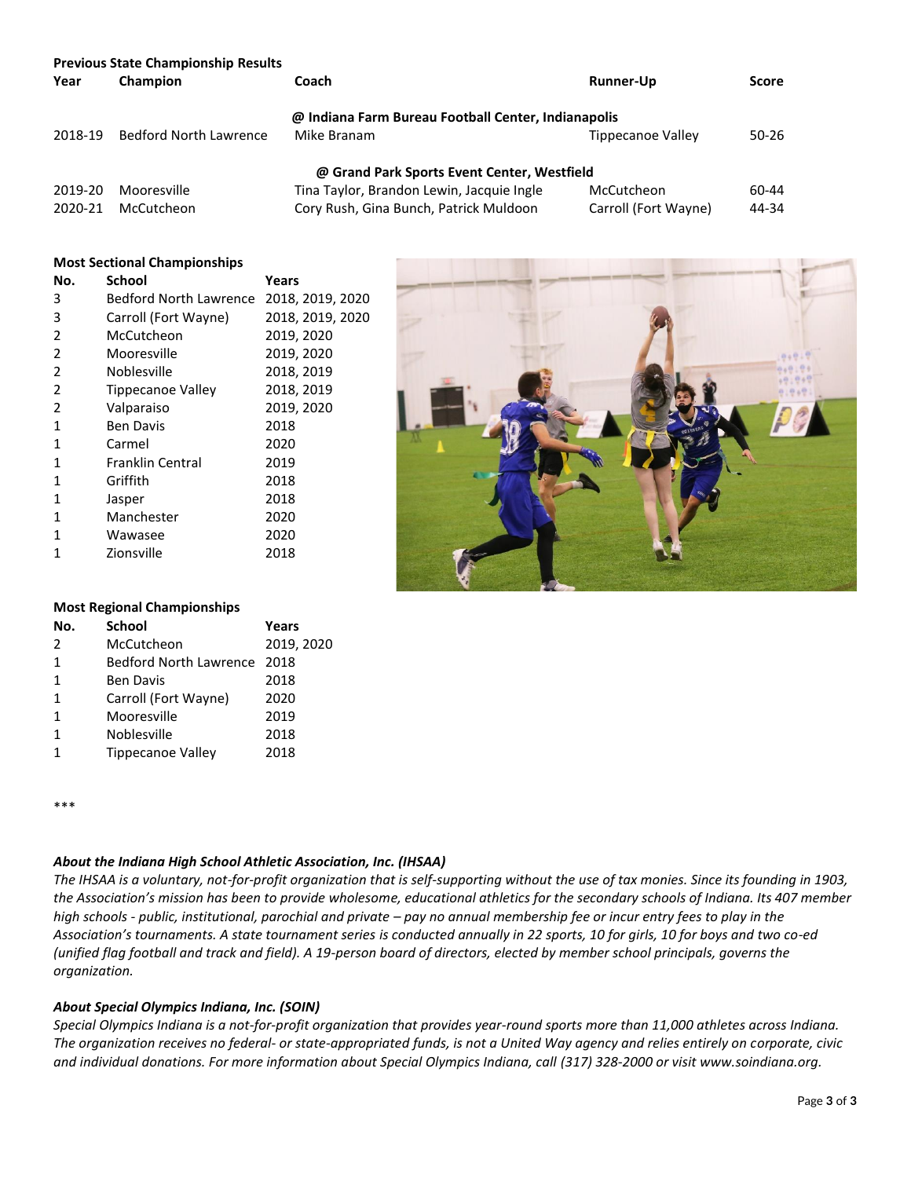**Previous State Championship Results**

| Year | Champion | Coach | Runner-Up | Score |
|---|---|---|---|---|
| | | **@ Indiana Farm Bureau Football Center, Indianapolis** | | |
| 2018-19 | Bedford North Lawrence | Mike Branam | Tippecanoe Valley | 50-26 |
| | | **@ Grand Park Sports Event Center, Westfield** | | |
| 2019-20 | Mooresville | Tina Taylor, Brandon Lewin, Jacquie Ingle | McCutcheon | 60-44 |
| 2020-21 | McCutcheon | Cory Rush, Gina Bunch, Patrick Muldoon | Carroll (Fort Wayne) | 44-34 |

**Most Sectional Championships**

| No. | School | Years |
|---|---|---|
| 3 | Bedford North Lawrence | 2018, 2019, 2020 |
| 3 | Carroll (Fort Wayne) | 2018, 2019, 2020 |
| 2 | McCutcheon | 2019, 2020 |
| 2 | Mooresville | 2019, 2020 |
| 2 | Noblesville | 2018, 2019 |
| 2 | Tippecanoe Valley | 2018, 2019 |
| 2 | Valparaiso | 2019, 2020 |
| 1 | Ben Davis | 2018 |
| 1 | Carmel | 2020 |
| 1 | Franklin Central | 2019 |
| 1 | Griffith | 2018 |
| 1 | Jasper | 2018 |
| 1 | Manchester | 2020 |
| 1 | Wawasee | 2020 |
| 1 | Zionsville | 2018 |

**Most Regional Championships**

| No. | School | Years |
|---|---|---|
| 2 | McCutcheon | 2019, 2020 |
| 1 | Bedford North Lawrence | 2018 |
| 1 | Ben Davis | 2018 |
| 1 | Carroll (Fort Wayne) | 2020 |
| 1 | Mooresville | 2019 |
| 1 | Noblesville | 2018 |
| 1 | Tippecanoe Valley | 2018 |

***

***About the Indiana High School Athletic Association, Inc. (IHSAA)***

*The IHSAA is a voluntary, not-for-profit organization that is self-supporting without the use of tax monies. Since its founding in 1903, the Association's mission has been to provide wholesome, educational athletics for the secondary schools of Indiana. Its 407 member high schools - public, institutional, parochial and private – pay no annual membership fee or incur entry fees to play in the Association's tournaments. A state tournament series is conducted annually in 22 sports, 10 for girls, 10 for boys and two co-ed (unified flag football and track and field). A 19-person board of directors, elected by member school principals, governs the organization.*

***About Special Olympics Indiana, Inc. (SOIN)***

*Special Olympics Indiana is a not-for-profit organization that provides year-round sports more than 11,000 athletes across Indiana. The organization receives no federal- or state-appropriated funds, is not a United Way agency and relies entirely on corporate, civic and individual donations. For more information about Special Olympics Indiana, call (317) 328-2000 or visit www.soindiana.org.*